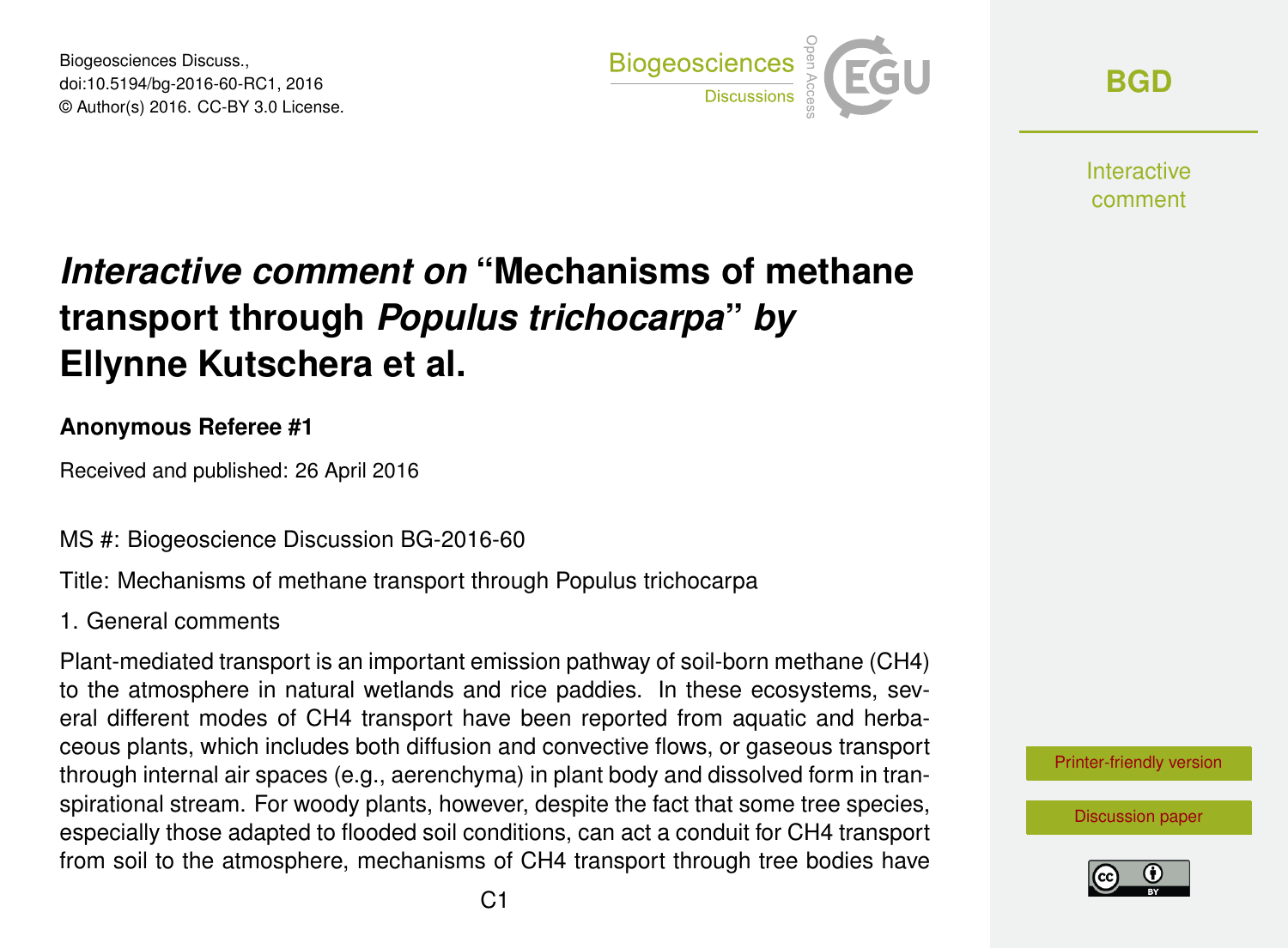# *Interactive comment on* "Mechanisms of methane transport through *Populus trichocarpa*" *by* Ellynne Kutschera et al.

**Anonymous Referee #1**

Received and published: 26 April 2016

MS #: Biogeoscience Discussion BG-2016-60

Title: Mechanisms of methane transport through Populus trichocarpa

1. General comments

Plant-mediated transport is an important emission pathway of soil-born methane ($CH_4$) to the atmosphere in natural wetlands and rice paddies. In these ecosystems, several different modes of $CH_4$ transport have been reported from aquatic and herbaceous plants, which includes both diffusion and convective flows, or gaseous transport through internal air spaces (e.g., aerenchyma) in plant body and dissolved form in transpirational stream. For woody plants, however, despite the fact that some tree species, especially those adapted to flooded soil conditions, can act a conduit for $CH_4$ transport from soil to the atmosphere, mechanisms of $CH_4$ transport through tree bodies have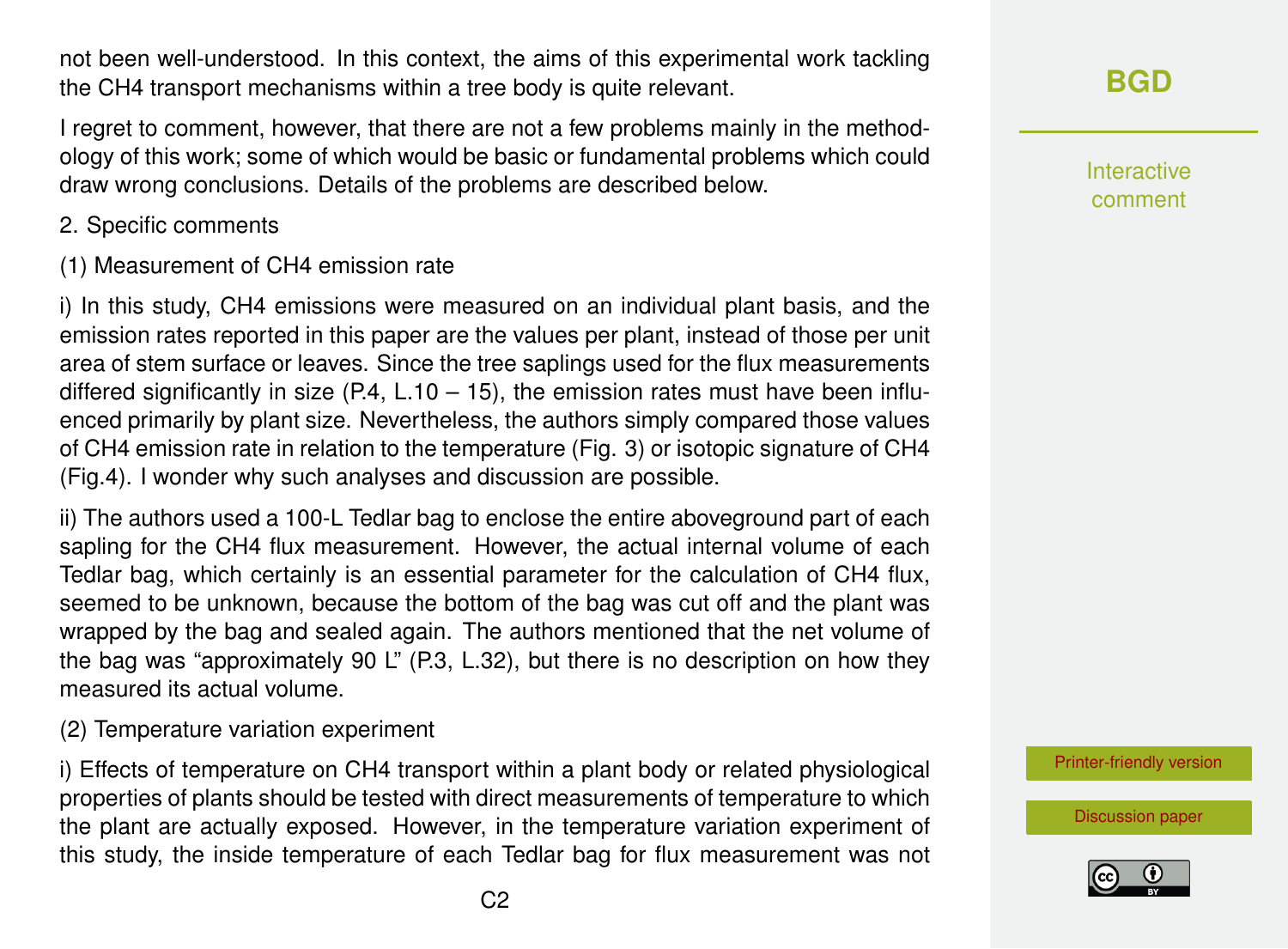not been well-understood. In this context, the aims of this experimental work tackling the $CH_4$ transport mechanisms within a tree body is quite relevant.

I regret to comment, however, that there are not a few problems mainly in the methodology of this work; some of which would be basic or fundamental problems which could draw wrong conclusions. Details of the problems are described below.

2. Specific comments

(1) Measurement of $CH_4$ emission rate

i) In this study, $CH_4$ emissions were measured on an individual plant basis, and the emission rates reported in this paper are the values per plant, instead of those per unit area of stem surface or leaves. Since the tree saplings used for the flux measurements differed significantly in size (P.4, L.10 – 15), the emission rates must have been influenced primarily by plant size. Nevertheless, the authors simply compared those values of $CH_4$ emission rate in relation to the temperature (Fig. 3) or isotopic signature of $CH_4$ (Fig.4). I wonder why such analyses and discussion are possible.

ii) The authors used a 100-L Tedlar bag to enclose the entire aboveground part of each sapling for the $CH_4$ flux measurement. However, the actual internal volume of each Tedlar bag, which certainly is an essential parameter for the calculation of $CH_4$ flux, seemed to be unknown, because the bottom of the bag was cut off and the plant was wrapped by the bag and sealed again. The authors mentioned that the net volume of the bag was "approximately 90 L" (P.3, L.32), but there is no description on how they measured its actual volume.

(2) Temperature variation experiment

i) Effects of temperature on $CH_4$ transport within a plant body or related physiological properties of plants should be tested with direct measurements of temperature to which the plant are actually exposed. However, in the temperature variation experiment of this study, the inside temperature of each Tedlar bag for flux measurement was not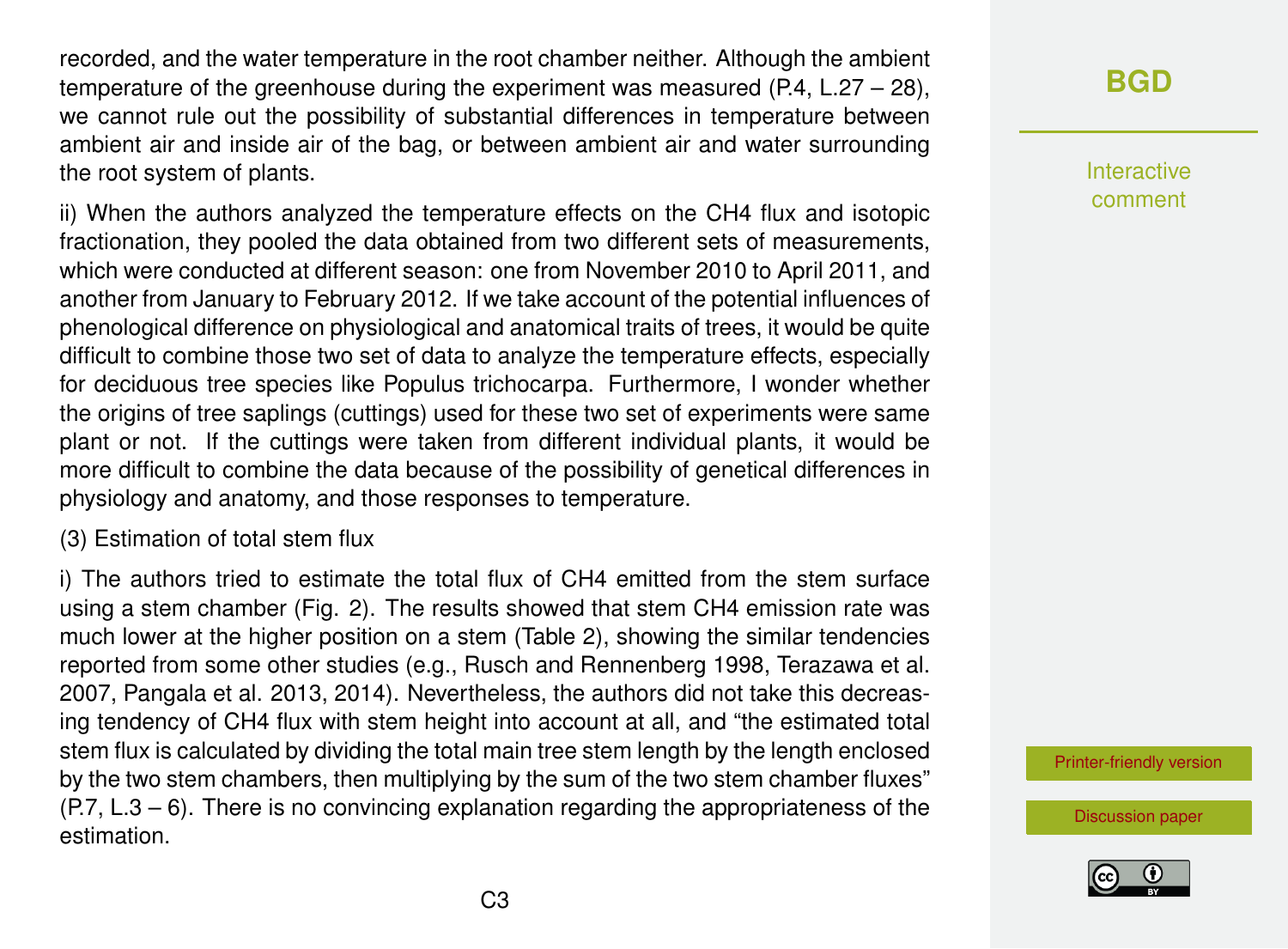recorded, and the water temperature in the root chamber neither. Although the ambient temperature of the greenhouse during the experiment was measured (P.4, L.27 – 28), we cannot rule out the possibility of substantial differences in temperature between ambient air and inside air of the bag, or between ambient air and water surrounding the root system of plants.

ii) When the authors analyzed the temperature effects on the $CH_4$ flux and isotopic fractionation, they pooled the data obtained from two different sets of measurements, which were conducted at different season: one from November 2010 to April 2011, and another from January to February 2012. If we take account of the potential influences of phenological difference on physiological and anatomical traits of trees, it would be quite difficult to combine those two set of data to analyze the temperature effects, especially for deciduous tree species like Populus trichocarpa. Furthermore, I wonder whether the origins of tree saplings (cuttings) used for these two set of experiments were same plant or not. If the cuttings were taken from different individual plants, it would be more difficult to combine the data because of the possibility of genetical differences in physiology and anatomy, and those responses to temperature.

(3) Estimation of total stem flux

i) The authors tried to estimate the total flux of $CH_4$ emitted from the stem surface using a stem chamber (Fig. 2). The results showed that stem $CH_4$ emission rate was much lower at the higher position on a stem (Table 2), showing the similar tendencies reported from some other studies (e.g., Rusch and Rennenberg 1998, Terazawa et al. 2007, Pangala et al. 2013, 2014). Nevertheless, the authors did not take this decreasing tendency of $CH_4$ flux with stem height into account at all, and "the estimated total stem flux is calculated by dividing the total main tree stem length by the length enclosed by the two stem chambers, then multiplying by the sum of the two stem chamber fluxes" (P.7, L.3 – 6). There is no convincing explanation regarding the appropriateness of the estimation.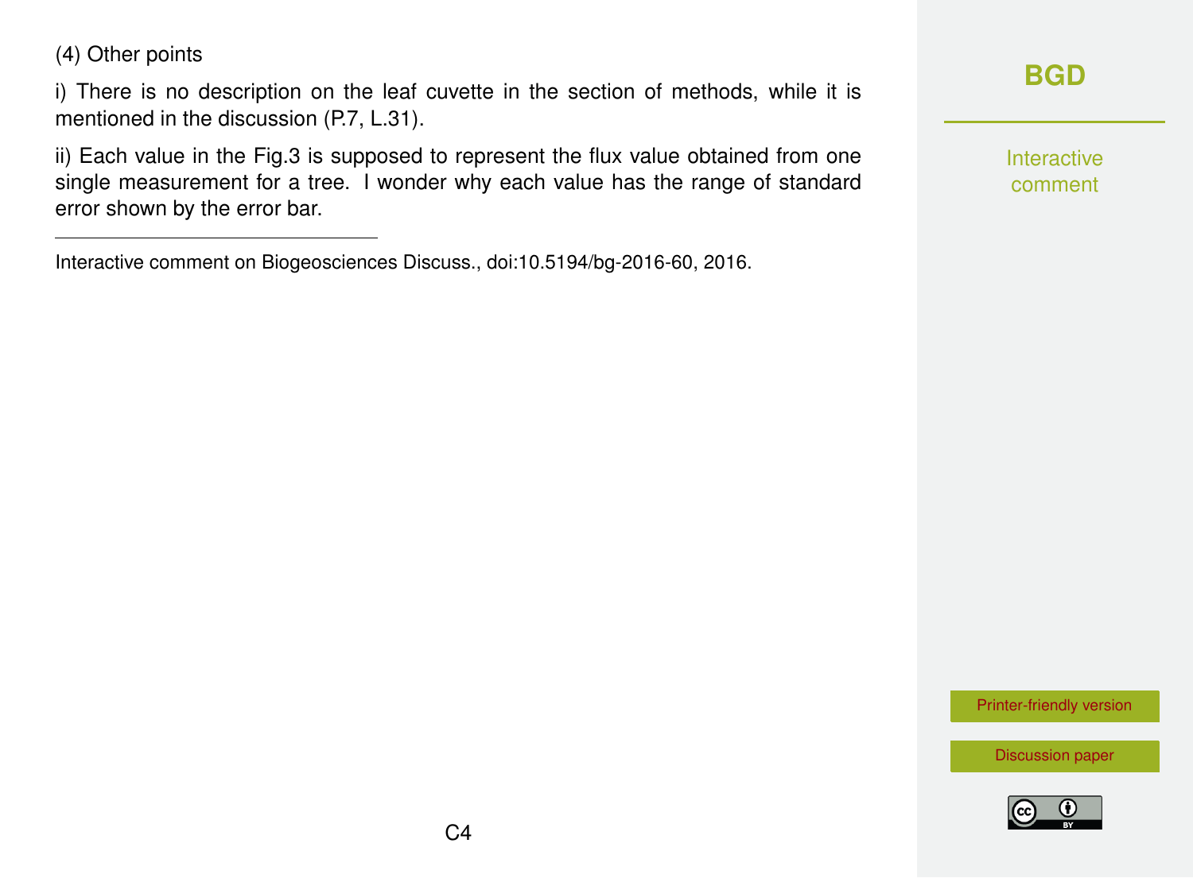(4) Other points

i) There is no description on the leaf cuvette in the section of methods, while it is mentioned in the discussion (P.7, L.31).

ii) Each value in the Fig.3 is supposed to represent the flux value obtained from one single measurement for a tree. I wonder why each value has the range of standard error shown by the error bar.

---

Interactive comment on Biogeosciences Discuss., doi:10.5194/bg-2016-60, 2016.